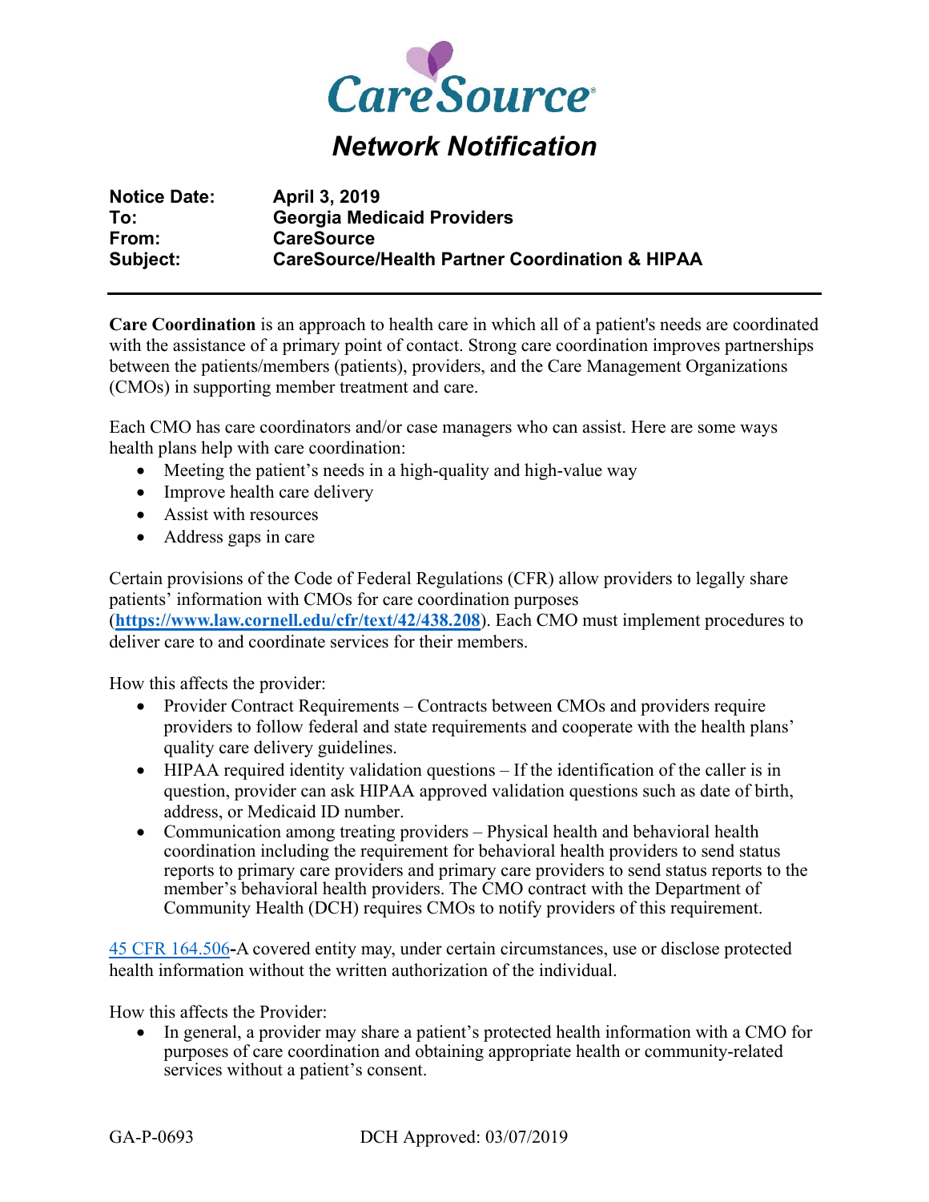# CareSource

## *Network Notification*

| | |
|---|---|
| **Notice Date:** | **April 3, 2019** |
| **To:** | **Georgia Medicaid Providers** |
| **From:** | **CareSource** |
| **Subject:** | **CareSource/Health Partner Coordination & HIPAA** |

---

**Care Coordination** is an approach to health care in which all of a patient's needs are coordinated with the assistance of a primary point of contact. Strong care coordination improves partnerships between the patients/members (patients), providers, and the Care Management Organizations (CMOs) in supporting member treatment and care.

Each CMO has care coordinators and/or case managers who can assist. Here are some ways health plans help with care coordination:

- Meeting the patient's needs in a high-quality and high-value way
- Improve health care delivery
- Assist with resources
- Address gaps in care

Certain provisions of the Code of Federal Regulations (CFR) allow providers to legally share patients' information with CMOs for care coordination purposes (**https://www.law.cornell.edu/cfr/text/42/438.208**). Each CMO must implement procedures to deliver care to and coordinate services for their members.

How this affects the provider:

- Provider Contract Requirements – Contracts between CMOs and providers require providers to follow federal and state requirements and cooperate with the health plans' quality care delivery guidelines.
- HIPAA required identity validation questions – If the identification of the caller is in question, provider can ask HIPAA approved validation questions such as date of birth, address, or Medicaid ID number.
- Communication among treating providers – Physical health and behavioral health coordination including the requirement for behavioral health providers to send status reports to primary care providers and primary care providers to send status reports to the member's behavioral health providers. The CMO contract with the Department of Community Health (DCH) requires CMOs to notify providers of this requirement.

45 CFR 164.506-A covered entity may, under certain circumstances, use or disclose protected health information without the written authorization of the individual.

How this affects the Provider:

- In general, a provider may share a patient's protected health information with a CMO for purposes of care coordination and obtaining appropriate health or community-related services without a patient's consent.

GA-P-0693 DCH Approved: 03/07/2019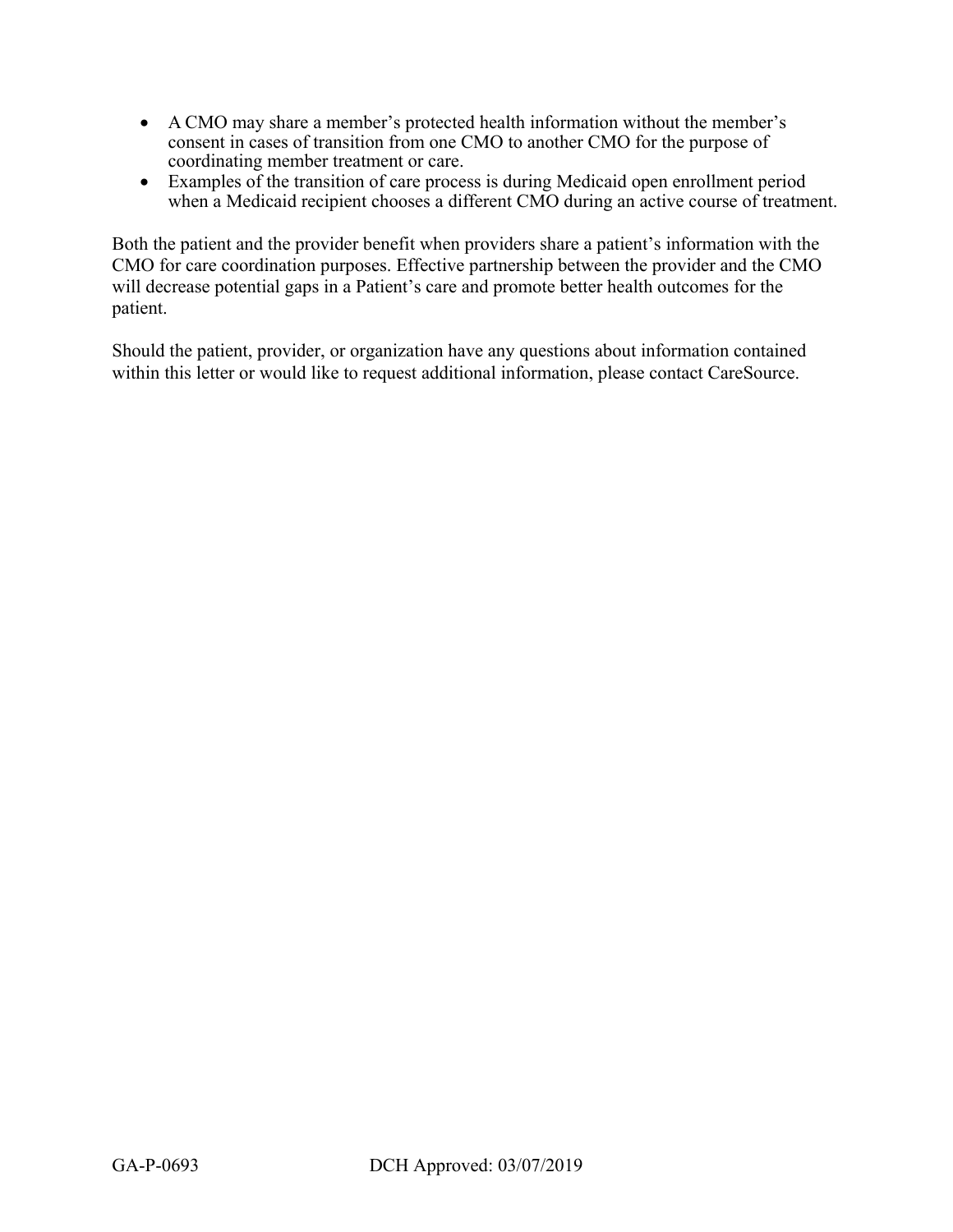- A CMO may share a member's protected health information without the member's consent in cases of transition from one CMO to another CMO for the purpose of coordinating member treatment or care.
- Examples of the transition of care process is during Medicaid open enrollment period when a Medicaid recipient chooses a different CMO during an active course of treatment.

Both the patient and the provider benefit when providers share a patient's information with the CMO for care coordination purposes. Effective partnership between the provider and the CMO will decrease potential gaps in a Patient's care and promote better health outcomes for the patient.

Should the patient, provider, or organization have any questions about information contained within this letter or would like to request additional information, please contact CareSource.